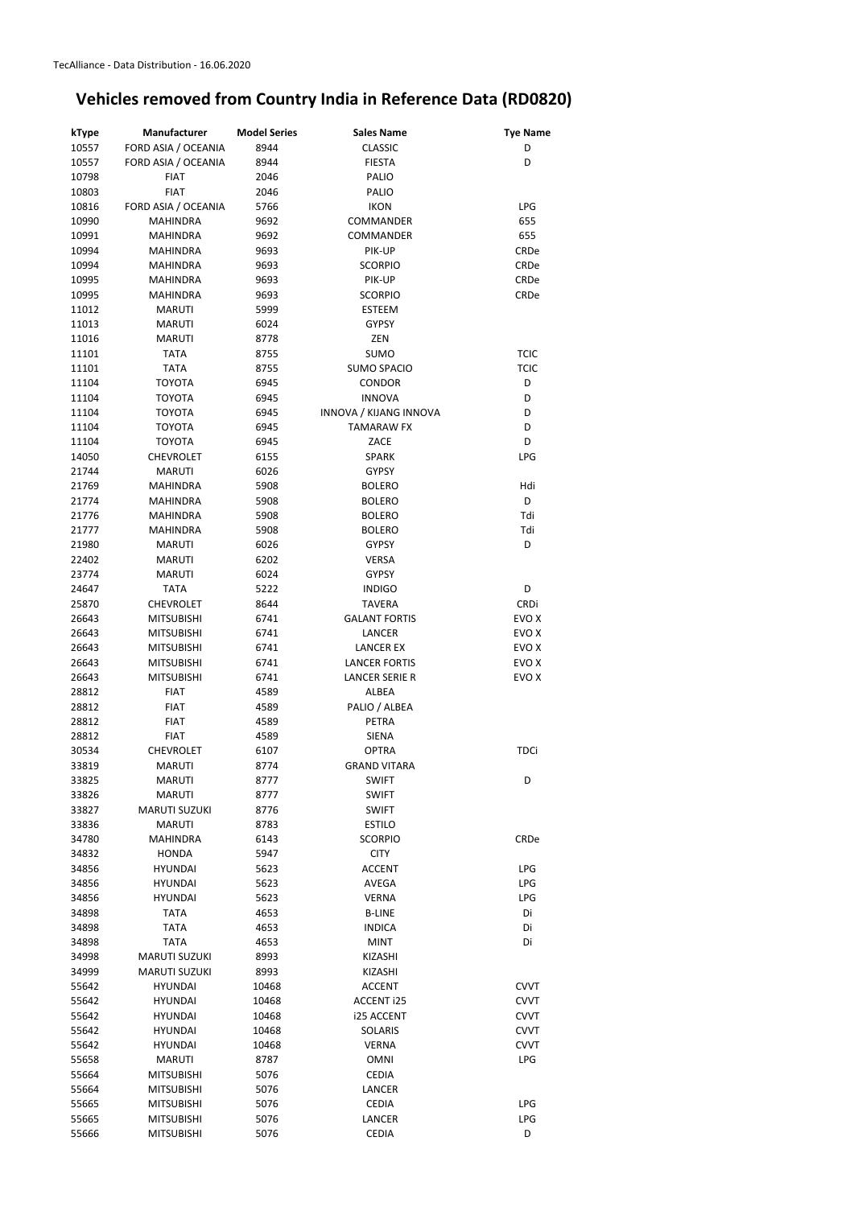TecAlliance - Data Distribution - 16.06.2020

# Vehicles removed from Country India in Reference Data (RD0820)

| kType | Manufacturer | Model Series | Sales Name | Tye Name |
|---|---|---|---|---|
| 10557 | FORD ASIA / OCEANIA | 8944 | CLASSIC | D |
| 10557 | FORD ASIA / OCEANIA | 8944 | FIESTA | D |
| 10798 | FIAT | 2046 | PALIO | |
| 10803 | FIAT | 2046 | PALIO | |
| 10816 | FORD ASIA / OCEANIA | 5766 | IKON | LPG |
| 10990 | MAHINDRA | 9692 | COMMANDER | 655 |
| 10991 | MAHINDRA | 9692 | COMMANDER | 655 |
| 10994 | MAHINDRA | 9693 | PIK-UP | CRDe |
| 10994 | MAHINDRA | 9693 | SCORPIO | CRDe |
| 10995 | MAHINDRA | 9693 | PIK-UP | CRDe |
| 10995 | MAHINDRA | 9693 | SCORPIO | CRDe |
| 11012 | MARUTI | 5999 | ESTEEM | |
| 11013 | MARUTI | 6024 | GYPSY | |
| 11016 | MARUTI | 8778 | ZEN | |
| 11101 | TATA | 8755 | SUMO | TCIC |
| 11101 | TATA | 8755 | SUMO SPACIO | TCIC |
| 11104 | TOYOTA | 6945 | CONDOR | D |
| 11104 | TOYOTA | 6945 | INNOVA | D |
| 11104 | TOYOTA | 6945 | INNOVA / KIJANG INNOVA | D |
| 11104 | TOYOTA | 6945 | TAMARAW FX | D |
| 11104 | TOYOTA | 6945 | ZACE | D |
| 14050 | CHEVROLET | 6155 | SPARK | LPG |
| 21744 | MARUTI | 6026 | GYPSY | |
| 21769 | MAHINDRA | 5908 | BOLERO | Hdi |
| 21774 | MAHINDRA | 5908 | BOLERO | D |
| 21776 | MAHINDRA | 5908 | BOLERO | Tdi |
| 21777 | MAHINDRA | 5908 | BOLERO | Tdi |
| 21980 | MARUTI | 6026 | GYPSY | D |
| 22402 | MARUTI | 6202 | VERSA | |
| 23774 | MARUTI | 6024 | GYPSY | |
| 24647 | TATA | 5222 | INDIGO | D |
| 25870 | CHEVROLET | 8644 | TAVERA | CRDi |
| 26643 | MITSUBISHI | 6741 | GALANT FORTIS | EVO X |
| 26643 | MITSUBISHI | 6741 | LANCER | EVO X |
| 26643 | MITSUBISHI | 6741 | LANCER EX | EVO X |
| 26643 | MITSUBISHI | 6741 | LANCER FORTIS | EVO X |
| 26643 | MITSUBISHI | 6741 | LANCER SERIE R | EVO X |
| 28812 | FIAT | 4589 | ALBEA | |
| 28812 | FIAT | 4589 | PALIO / ALBEA | |
| 28812 | FIAT | 4589 | PETRA | |
| 28812 | FIAT | 4589 | SIENA | |
| 30534 | CHEVROLET | 6107 | OPTRA | TDCi |
| 33819 | MARUTI | 8774 | GRAND VITARA | |
| 33825 | MARUTI | 8777 | SWIFT | D |
| 33826 | MARUTI | 8777 | SWIFT | |
| 33827 | MARUTI SUZUKI | 8776 | SWIFT | |
| 33836 | MARUTI | 8783 | ESTILO | |
| 34780 | MAHINDRA | 6143 | SCORPIO | CRDe |
| 34832 | HONDA | 5947 | CITY | |
| 34856 | HYUNDAI | 5623 | ACCENT | LPG |
| 34856 | HYUNDAI | 5623 | AVEGA | LPG |
| 34856 | HYUNDAI | 5623 | VERNA | LPG |
| 34898 | TATA | 4653 | B-LINE | Di |
| 34898 | TATA | 4653 | INDICA | Di |
| 34898 | TATA | 4653 | MINT | Di |
| 34998 | MARUTI SUZUKI | 8993 | KIZASHI | |
| 34999 | MARUTI SUZUKI | 8993 | KIZASHI | |
| 55642 | HYUNDAI | 10468 | ACCENT | CVVT |
| 55642 | HYUNDAI | 10468 | ACCENT i25 | CVVT |
| 55642 | HYUNDAI | 10468 | i25 ACCENT | CVVT |
| 55642 | HYUNDAI | 10468 | SOLARIS | CVVT |
| 55642 | HYUNDAI | 10468 | VERNA | CVVT |
| 55658 | MARUTI | 8787 | OMNI | LPG |
| 55664 | MITSUBISHI | 5076 | CEDIA | |
| 55664 | MITSUBISHI | 5076 | LANCER | |
| 55665 | MITSUBISHI | 5076 | CEDIA | LPG |
| 55665 | MITSUBISHI | 5076 | LANCER | LPG |
| 55666 | MITSUBISHI | 5076 | CEDIA | D |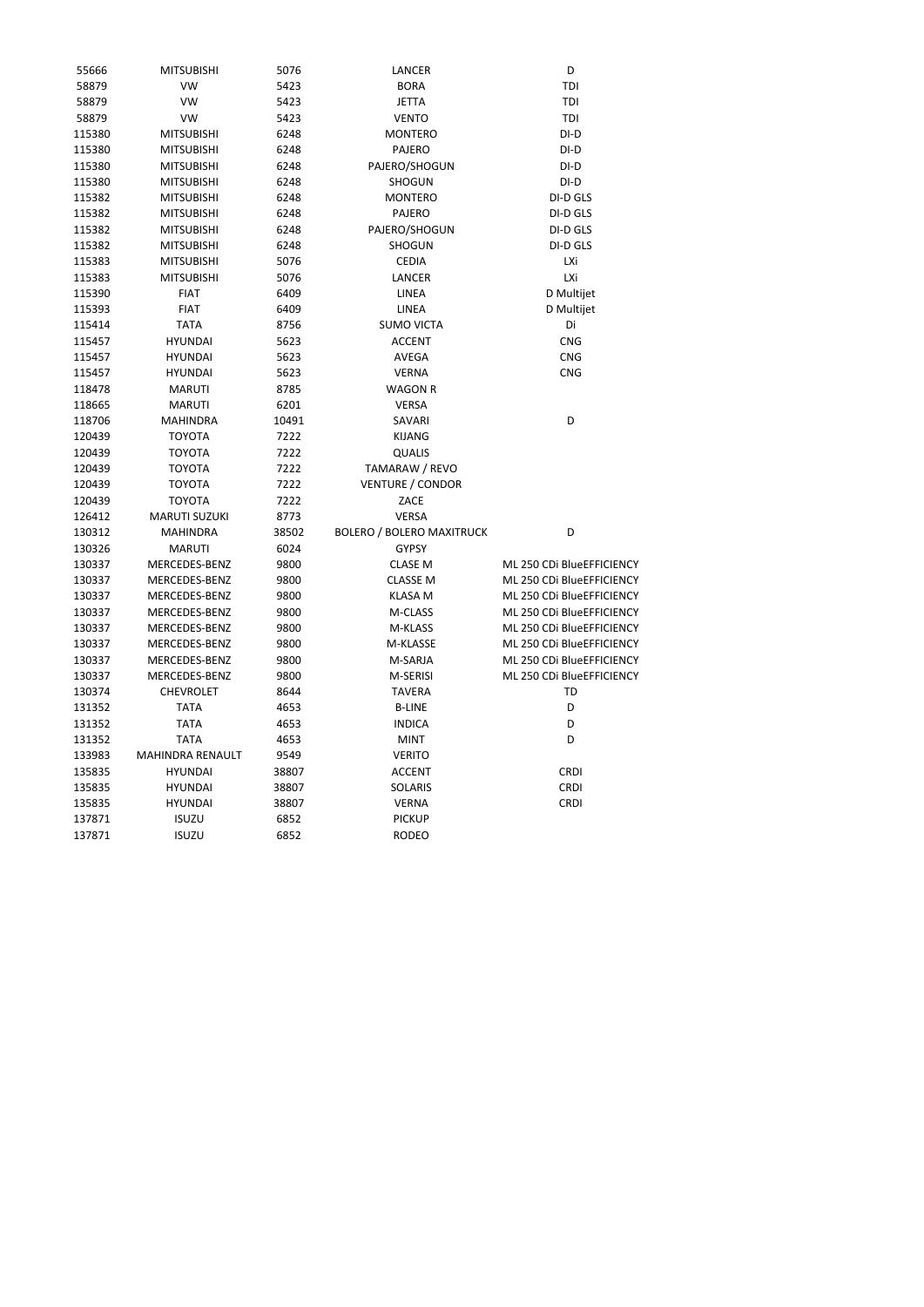| | | | | |
|---|---|---|---|---|
| 55666 | MITSUBISHI | 5076 | LANCER | D |
| 58879 | VW | 5423 | BORA | TDI |
| 58879 | VW | 5423 | JETTA | TDI |
| 58879 | VW | 5423 | VENTO | TDI |
| 115380 | MITSUBISHI | 6248 | MONTERO | DI-D |
| 115380 | MITSUBISHI | 6248 | PAJERO | DI-D |
| 115380 | MITSUBISHI | 6248 | PAJERO/SHOGUN | DI-D |
| 115380 | MITSUBISHI | 6248 | SHOGUN | DI-D |
| 115382 | MITSUBISHI | 6248 | MONTERO | DI-D GLS |
| 115382 | MITSUBISHI | 6248 | PAJERO | DI-D GLS |
| 115382 | MITSUBISHI | 6248 | PAJERO/SHOGUN | DI-D GLS |
| 115382 | MITSUBISHI | 6248 | SHOGUN | DI-D GLS |
| 115383 | MITSUBISHI | 5076 | CEDIA | LXi |
| 115383 | MITSUBISHI | 5076 | LANCER | LXi |
| 115390 | FIAT | 6409 | LINEA | D Multijet |
| 115393 | FIAT | 6409 | LINEA | D Multijet |
| 115414 | TATA | 8756 | SUMO VICTA | Di |
| 115457 | HYUNDAI | 5623 | ACCENT | CNG |
| 115457 | HYUNDAI | 5623 | AVEGA | CNG |
| 115457 | HYUNDAI | 5623 | VERNA | CNG |
| 118478 | MARUTI | 8785 | WAGON R | |
| 118665 | MARUTI | 6201 | VERSA | |
| 118706 | MAHINDRA | 10491 | SAVARI | D |
| 120439 | TOYOTA | 7222 | KIJANG | |
| 120439 | TOYOTA | 7222 | QUALIS | |
| 120439 | TOYOTA | 7222 | TAMARAW / REVO | |
| 120439 | TOYOTA | 7222 | VENTURE / CONDOR | |
| 120439 | TOYOTA | 7222 | ZACE | |
| 126412 | MARUTI SUZUKI | 8773 | VERSA | |
| 130312 | MAHINDRA | 38502 | BOLERO / BOLERO MAXITRUCK | D |
| 130326 | MARUTI | 6024 | GYPSY | |
| 130337 | MERCEDES-BENZ | 9800 | CLASE M | ML 250 CDi BlueEFFICIENCY |
| 130337 | MERCEDES-BENZ | 9800 | CLASSE M | ML 250 CDi BlueEFFICIENCY |
| 130337 | MERCEDES-BENZ | 9800 | KLASA M | ML 250 CDi BlueEFFICIENCY |
| 130337 | MERCEDES-BENZ | 9800 | M-CLASS | ML 250 CDi BlueEFFICIENCY |
| 130337 | MERCEDES-BENZ | 9800 | M-KLASS | ML 250 CDi BlueEFFICIENCY |
| 130337 | MERCEDES-BENZ | 9800 | M-KLASSE | ML 250 CDi BlueEFFICIENCY |
| 130337 | MERCEDES-BENZ | 9800 | M-SARJA | ML 250 CDi BlueEFFICIENCY |
| 130337 | MERCEDES-BENZ | 9800 | M-SERISI | ML 250 CDi BlueEFFICIENCY |
| 130374 | CHEVROLET | 8644 | TAVERA | TD |
| 131352 | TATA | 4653 | B-LINE | D |
| 131352 | TATA | 4653 | INDICA | D |
| 131352 | TATA | 4653 | MINT | D |
| 133983 | MAHINDRA RENAULT | 9549 | VERITO | |
| 135835 | HYUNDAI | 38807 | ACCENT | CRDI |
| 135835 | HYUNDAI | 38807 | SOLARIS | CRDI |
| 135835 | HYUNDAI | 38807 | VERNA | CRDI |
| 137871 | ISUZU | 6852 | PICKUP | |
| 137871 | ISUZU | 6852 | RODEO | |